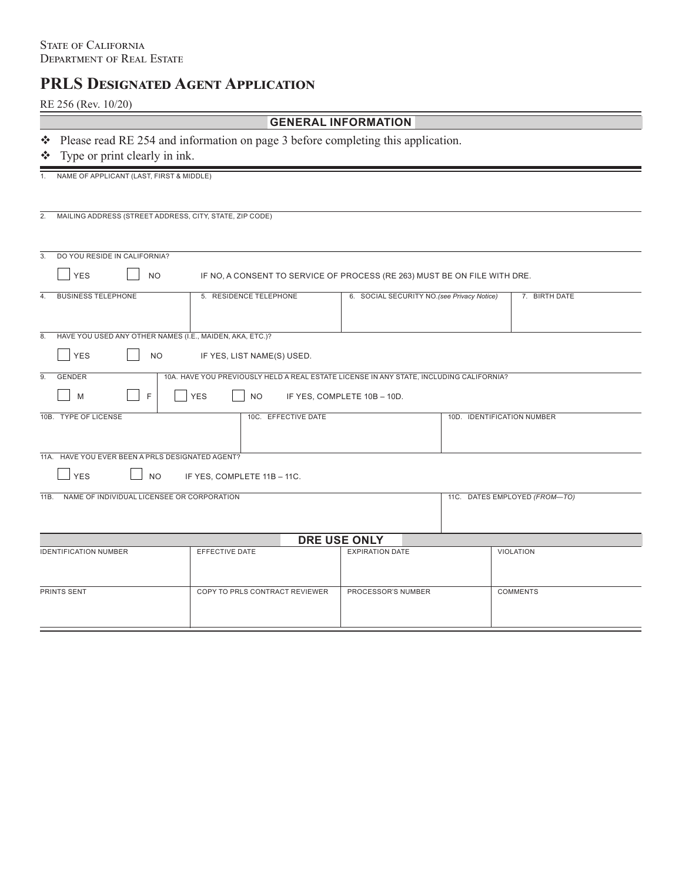State of California
Department of Real Estate

# PRLS Designated Agent Application

RE 256 (Rev. 10/20)

## GENERAL INFORMATION

- ❖ Please read RE 254 and information on page 3 before completing this application.
- ❖ Type or print clearly in ink.

1. NAME OF APPLICANT (LAST, FIRST & MIDDLE)

2. MAILING ADDRESS (STREET ADDRESS, CITY, STATE, ZIP CODE)

3. DO YOU RESIDE IN CALIFORNIA?

☐ YES ☐ NO IF NO, A CONSENT TO SERVICE OF PROCESS (RE 263) MUST BE ON FILE WITH DRE.

| 4. BUSINESS TELEPHONE | 5. RESIDENCE TELEPHONE | 6. SOCIAL SECURITY NO. *(see Privacy Notice)* | 7. BIRTH DATE |
|---|---|---|---|
| | | | |

8. HAVE YOU USED ANY OTHER NAMES (I.E., MAIDEN, AKA, ETC.)?

☐ YES ☐ NO IF YES, LIST NAME(S) USED.

| 9. GENDER | 10A. HAVE YOU PREVIOUSLY HELD A REAL ESTATE LICENSE IN ANY STATE, INCLUDING CALIFORNIA? |
|---|---|
| ☐ M ☐ F | ☐ YES ☐ NO IF YES, COMPLETE 10B – 10D. |

| 10B. TYPE OF LICENSE | 10C. EFFECTIVE DATE | 10D. IDENTIFICATION NUMBER |
|---|---|---|
| | | |

11A. HAVE YOU EVER BEEN A PRLS DESIGNATED AGENT?

☐ YES ☐ NO IF YES, COMPLETE 11B – 11C.

| 11B. NAME OF INDIVIDUAL LICENSEE OR CORPORATION | 11C. DATES EMPLOYED *(FROM—TO)* |
|---|---|
| | |

## DRE USE ONLY

| IDENTIFICATION NUMBER | EFFECTIVE DATE | EXPIRATION DATE | VIOLATION |
|---|---|---|---|
| | | | |
| PRINTS SENT | COPY TO PRLS CONTRACT REVIEWER | PROCESSOR'S NUMBER | COMMENTS |
| | | | |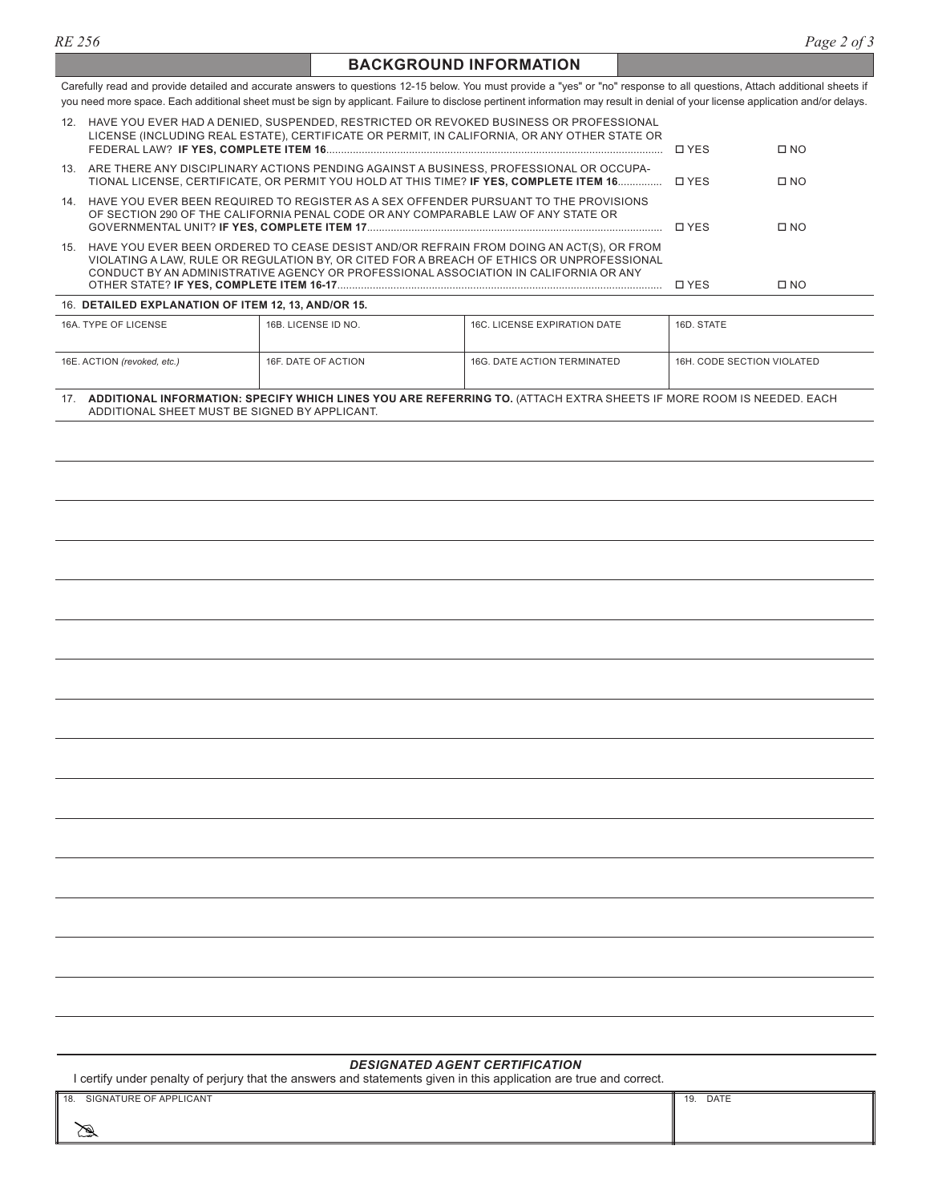## BACKGROUND INFORMATION

Carefully read and provide detailed and accurate answers to questions 12-15 below. You must provide a "yes" or "no" response to all questions, Attach additional sheets if you need more space. Each additional sheet must be sign by applicant. Failure to disclose pertinent information may result in denial of your license application and/or delays.

12. HAVE YOU EVER HAD A DENIED, SUSPENDED, RESTRICTED OR REVOKED BUSINESS OR PROFESSIONAL LICENSE (INCLUDING REAL ESTATE), CERTIFICATE OR PERMIT, IN CALIFORNIA, OR ANY OTHER STATE OR FEDERAL LAW? **IF YES, COMPLETE ITEM 16**.......... ☐ YES ☐ NO

13. ARE THERE ANY DISCIPLINARY ACTIONS PENDING AGAINST A BUSINESS, PROFESSIONAL OR OCCUPATIONAL LICENSE, CERTIFICATE, OR PERMIT YOU HOLD AT THIS TIME? **IF YES, COMPLETE ITEM 16**.......... ☐ YES ☐ NO

14. HAVE YOU EVER BEEN REQUIRED TO REGISTER AS A SEX OFFENDER PURSUANT TO THE PROVISIONS OF SECTION 290 OF THE CALIFORNIA PENAL CODE OR ANY COMPARABLE LAW OF ANY STATE OR GOVERNMENTAL UNIT? **IF YES, COMPLETE ITEM 17**.......... ☐ YES ☐ NO

15. HAVE YOU EVER BEEN ORDERED TO CEASE DESIST AND/OR REFRAIN FROM DOING AN ACT(S), OR FROM VIOLATING A LAW, RULE OR REGULATION BY, OR CITED FOR A BREACH OF ETHICS OR UNPROFESSIONAL CONDUCT BY AN ADMINISTRATIVE AGENCY OR PROFESSIONAL ASSOCIATION IN CALIFORNIA OR ANY OTHER STATE? **IF YES, COMPLETE ITEM 16-17**.......... ☐ YES ☐ NO

16. **DETAILED EXPLANATION OF ITEM 12, 13, AND/OR 15.**

| 16A. TYPE OF LICENSE | 16B. LICENSE ID NO. | 16C. LICENSE EXPIRATION DATE | 16D. STATE |
|---|---|---|---|
| 16E. ACTION *(revoked, etc.)* | 16F. DATE OF ACTION | 16G. DATE ACTION TERMINATED | 16H. CODE SECTION VIOLATED |

17. **ADDITIONAL INFORMATION: SPECIFY WHICH LINES YOU ARE REFERRING TO.** (ATTACH EXTRA SHEETS IF MORE ROOM IS NEEDED. EACH ADDITIONAL SHEET MUST BE SIGNED BY APPLICANT.

### *DESIGNATED AGENT CERTIFICATION*

I certify under penalty of perjury that the answers and statements given in this application are true and correct.

| 18. SIGNATURE OF APPLICANT | 19. DATE |
|---|---|
| | |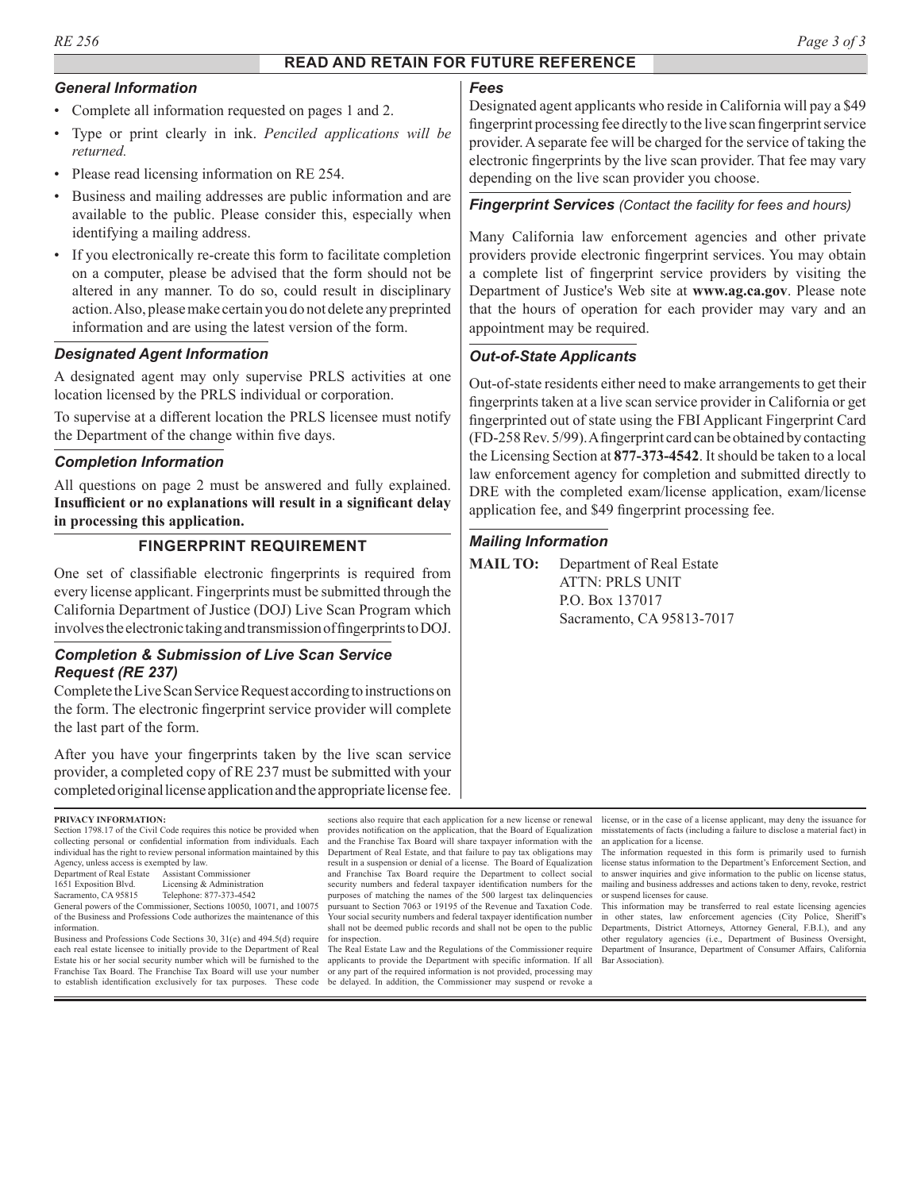## READ AND RETAIN FOR FUTURE REFERENCE

### *General Information*

- Complete all information requested on pages 1 and 2.
- Type or print clearly in ink. *Penciled applications will be returned.*
- Please read licensing information on RE 254.
- Business and mailing addresses are public information and are available to the public. Please consider this, especially when identifying a mailing address.
- If you electronically re-create this form to facilitate completion on a computer, please be advised that the form should not be altered in any manner. To do so, could result in disciplinary action. Also, please make certain you do not delete any preprinted information and are using the latest version of the form.

### *Designated Agent Information*

A designated agent may only supervise PRLS activities at one location licensed by the PRLS individual or corporation.

To supervise at a different location the PRLS licensee must notify the Department of the change within five days.

### *Completion Information*

All questions on page 2 must be answered and fully explained. **Insufficient or no explanations will result in a significant delay in processing this application.**

## FINGERPRINT REQUIREMENT

One set of classifiable electronic fingerprints is required from every license applicant. Fingerprints must be submitted through the California Department of Justice (DOJ) Live Scan Program which involves the electronic taking and transmission of fingerprints to DOJ.

### *Completion & Submission of Live Scan Service Request (RE 237)*

Complete the Live Scan Service Request according to instructions on the form. The electronic fingerprint service provider will complete the last part of the form.

After you have your fingerprints taken by the live scan service provider, a completed copy of RE 237 must be submitted with your completed original license application and the appropriate license fee.

### *Fees*

Designated agent applicants who reside in California will pay a $49 fingerprint processing fee directly to the live scan fingerprint service provider. A separate fee will be charged for the service of taking the electronic fingerprints by the live scan provider. That fee may vary depending on the live scan provider you choose.

### *Fingerprint Services* *(Contact the facility for fees and hours)*

Many California law enforcement agencies and other private providers provide electronic fingerprint services. You may obtain a complete list of fingerprint service providers by visiting the Department of Justice's Web site at **www.ag.ca.gov**. Please note that the hours of operation for each provider may vary and an appointment may be required.

### *Out-of-State Applicants*

Out-of-state residents either need to make arrangements to get their fingerprints taken at a live scan service provider in California or get fingerprinted out of state using the FBI Applicant Fingerprint Card (FD-258 Rev. 5/99). A fingerprint card can be obtained by contacting the Licensing Section at **877-373-4542**. It should be taken to a local law enforcement agency for completion and submitted directly to DRE with the completed exam/license application, exam/license application fee, and $49 fingerprint processing fee.

### *Mailing Information*

**MAIL TO:** Department of Real Estate
ATTN: PRLS UNIT
P.O. Box 137017
Sacramento, CA 95813-7017

---

**PRIVACY INFORMATION:**

Section 1798.17 of the Civil Code requires this notice be provided when collecting personal or confidential information from individuals. Each individual has the right to review personal information maintained by this Agency, unless access is exempted by law.

Department of Real Estate — Assistant Commissioner
1651 Exposition Blvd. — Licensing & Administration
Sacramento, CA 95815 — Telephone: 877-373-4542

General powers of the Commissioner, Sections 10050, 10071, and 10075 of the Business and Professions Code authorizes the maintenance of this information.

Business and Professions Code Sections 30, 31(e) and 494.5(d) require each real estate licensee to initially provide to the Department of Real Estate his or her social security number which will be furnished to the Franchise Tax Board. The Franchise Tax Board will use your number to establish identification exclusively for tax purposes. These code sections also require that each application for a new license or renewal provides notification on the application, that the Board of Equalization and the Franchise Tax Board will share taxpayer information with the Department of Real Estate, and that failure to pay tax obligations may result in a suspension or denial of a license. The Board of Equalization and Franchise Tax Board require the Department to collect social security numbers and federal taxpayer identification numbers for the purposes of matching the names of the 500 largest tax delinquencies pursuant to Section 7063 or 19195 of the Revenue and Taxation Code. Your social security numbers and federal taxpayer identification number shall not be deemed public records and shall not be open to the public for inspection.

The Real Estate Law and the Regulations of the Commissioner require applicants to provide the Department with specific information. If all or any part of the required information is not provided, processing may be delayed. In addition, the Commissioner may suspend or revoke a license, or in the case of a license applicant, may deny the issuance for misstatements of facts (including a failure to disclose a material fact) in an application for a license.

The information requested in this form is primarily used to furnish license status information to the Department's Enforcement Section, and to answer inquiries and give information to the public on license status, mailing and business addresses and actions taken to deny, revoke, restrict or suspend licenses for cause.

This information may be transferred to real estate licensing agencies in other states, law enforcement agencies (City Police, Sheriff's Departments, District Attorneys, Attorney General, F.B.I.), and any other regulatory agencies (i.e., Department of Business Oversight, Department of Insurance, Department of Consumer Affairs, California Bar Association).